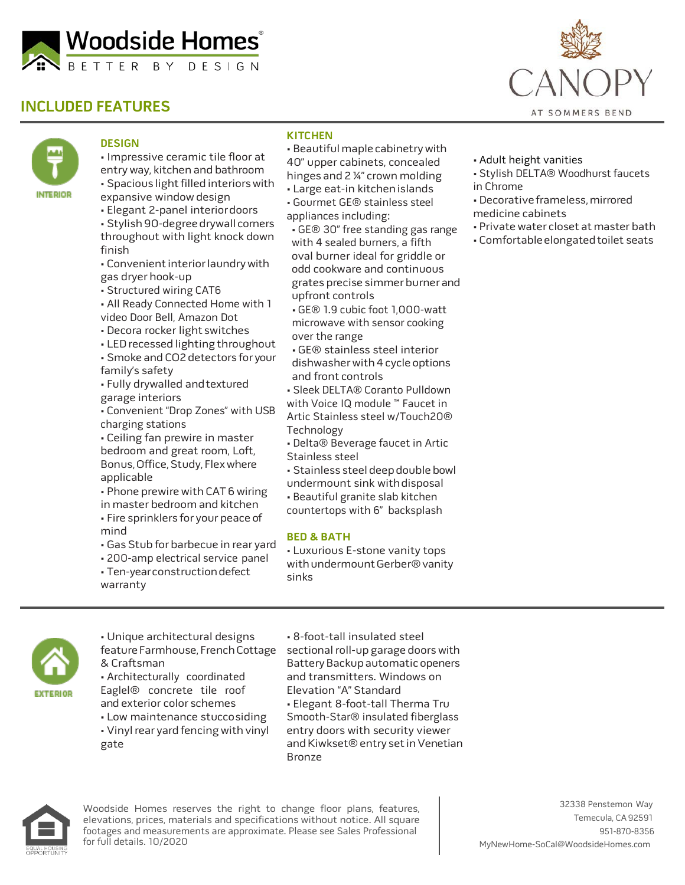Woodside Homes®
BETTER BY DESIGN

CANOPY
AT SOMMERS BEND

# INCLUDED FEATURES

## INTERIOR

### DESIGN

- Impressive ceramic tile floor at entry way, kitchen and bathroom
- Spacious light filled interiors with expansive window design
- Elegant 2-panel interior doors
- Stylish 90-degree drywall corners throughout with light knock down finish
- Convenient interior laundry with gas dryer hook-up
- Structured wiring CAT6
- All Ready Connected Home with 1 video Door Bell, Amazon Dot
- Decora rocker light switches
- LED recessed lighting throughout
- Smoke and CO2 detectors for your family's safety
- Fully drywalled and textured garage interiors
- Convenient "Drop Zones" with USB charging stations
- Ceiling fan prewire in master bedroom and great room, Loft, Bonus, Office, Study, Flex where applicable
- Phone prewire with CAT 6 wiring in master bedroom and kitchen
- Fire sprinklers for your peace of mind
- Gas Stub for barbecue in rear yard
- 200-amp electrical service panel
- Ten-year construction defect warranty

### KITCHEN

- Beautiful maple cabinetry with 40" upper cabinets, concealed hinges and 2 ¼" crown molding
- Large eat-in kitchen islands
- Gourmet GE® stainless steel appliances including:
  - GE® 30" free standing gas range with 4 sealed burners, a fifth oval burner ideal for griddle or odd cookware and continuous grates precise simmer burner and upfront controls
  - GE® 1.9 cubic foot 1,000-watt microwave with sensor cooking over the range
  - GE® stainless steel interior dishwasher with 4 cycle options and front controls
- Sleek DELTA® Coranto Pulldown with Voice IQ module ™ Faucet in Artic Stainless steel w/Touch2O® Technology
- Delta® Beverage faucet in Artic Stainless steel
- Stainless steel deep double bowl undermount sink with disposal
- Beautiful granite slab kitchen countertops with 6" backsplash

### BED & BATH

- Luxurious E-stone vanity tops with undermount Gerber® vanity sinks
- Adult height vanities
- Stylish DELTA® Woodhurst faucets in Chrome
- Decorative frameless, mirrored medicine cabinets
- Private water closet at master bath
- Comfortable elongated toilet seats

## EXTERIOR

- Unique architectural designs feature Farmhouse, French Cottage & Craftsman
- Architecturally coordinated Eaglel® concrete tile roof and exterior color schemes
- Low maintenance stucco siding
- Vinyl rear yard fencing with vinyl gate
- 8-foot-tall insulated steel sectional roll-up garage doors with Battery Backup automatic openers and transmitters. Windows on Elevation "A" Standard
- Elegant 8-foot-tall Therma Tru Smooth-Star® insulated fiberglass entry doors with security viewer and Kiwkset® entry set in Venetian Bronze

Woodside Homes reserves the right to change floor plans, features, elevations, prices, materials and specifications without notice. All square footages and measurements are approximate. Please see Sales Professional for full details. 10/2020

EQUAL HOUSING OPPORTUNITY

32338 Penstemon Way
Temecula, CA 92591
951-870-8356
MyNewHome-SoCal@WoodsideHomes.com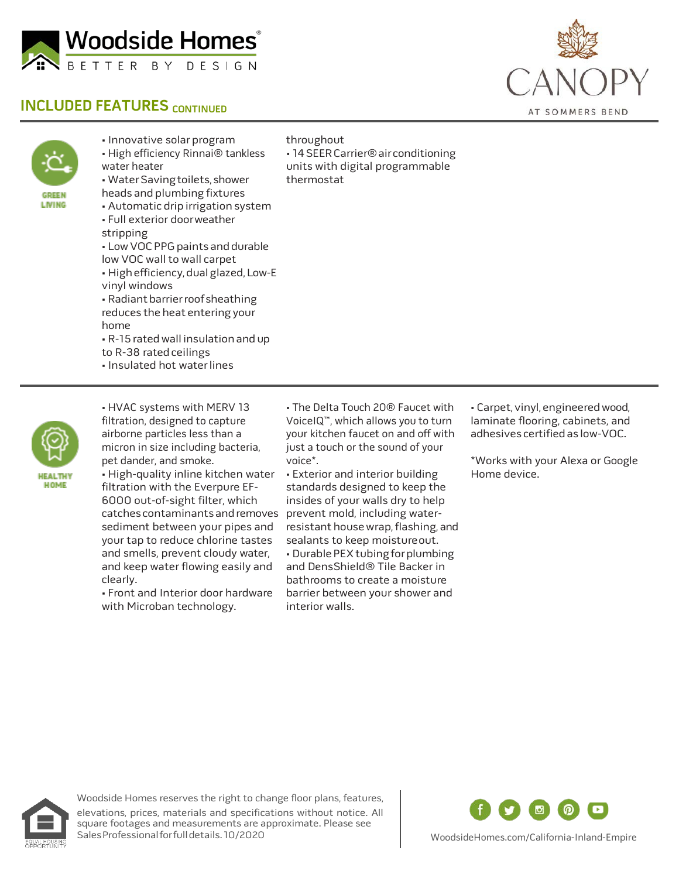## INCLUDED FEATURES CONTINUED

### GREEN LIVING

- Innovative solar program
- High efficiency Rinnai® tankless water heater
- Water Saving toilets, shower heads and plumbing fixtures
- Automatic drip irrigation system
- Full exterior door weather stripping
- Low VOC PPG paints and durable low VOC wall to wall carpet
- High efficiency, dual glazed, Low-E vinyl windows
- Radiant barrier roof sheathing reduces the heat entering your home
- R-15 rated wall insulation and up to R-38 rated ceilings
- Insulated hot water lines throughout
- 14 SEER Carrier® air conditioning units with digital programmable thermostat

### HEALTHY HOME

- HVAC systems with MERV 13 filtration, designed to capture airborne particles less than a micron in size including bacteria, pet dander, and smoke.
- High-quality inline kitchen water filtration with the Everpure EF-6000 out-of-sight filter, which catches contaminants and removes sediment between your pipes and your tap to reduce chlorine tastes and smells, prevent cloudy water, and keep water flowing easily and clearly.
- Front and Interior door hardware with Microban technology.
- The Delta Touch 20® Faucet with VoiceIQ™, which allows you to turn your kitchen faucet on and off with just a touch or the sound of your voice*.
- Exterior and interior building standards designed to keep the insides of your walls dry to help prevent mold, including water-resistant house wrap, flashing, and sealants to keep moisture out.
- Durable PEX tubing for plumbing and DensShield® Tile Backer in bathrooms to create a moisture barrier between your shower and interior walls.
- Carpet, vinyl, engineered wood, laminate flooring, cabinets, and adhesives certified as low-VOC.

*Works with your Alexa or Google Home device.

Woodside Homes reserves the right to change floor plans, features, elevations, prices, materials and specifications without notice. All square footages and measurements are approximate. Please see Sales Professional for full details. 10/2020

WoodsideHomes.com/California-Inland-Empire